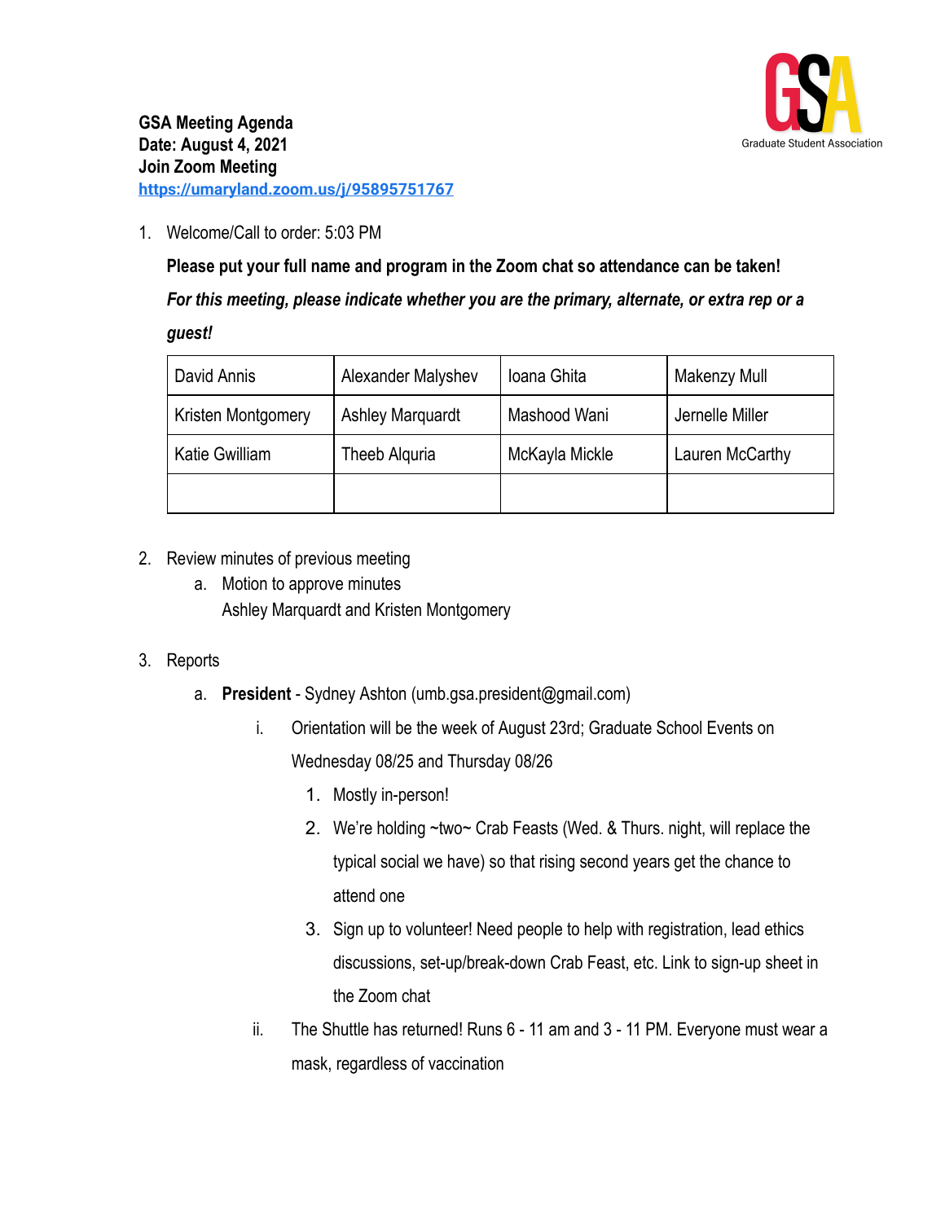**GSA Meeting Agenda**
**Date: August 4, 2021**
**Join Zoom Meeting**
**https://umaryland.zoom.us/j/95895751767**

GSA
Graduate Student Association

1. Welcome/Call to order: 5:03 PM

   **Please put your full name and program in the Zoom chat so attendance can be taken!**

   ***For this meeting, please indicate whether you are the primary, alternate, or extra rep or a guest!***

| David Annis | Alexander Malyshev | Ioana Ghita | Makenzy Mull |
|---|---|---|---|
| Kristen Montgomery | Ashley Marquardt | Mashood Wani | Jernelle Miller |
| Katie Gwilliam | Theeb Alquria | McKayla Mickle | Lauren McCarthy |
| | | | |

2. Review minutes of previous meeting
   a. Motion to approve minutes
      Ashley Marquardt and Kristen Montgomery

3. Reports
   a. **President** - Sydney Ashton (umb.gsa.president@gmail.com)
      i. Orientation will be the week of August 23rd; Graduate School Events on Wednesday 08/25 and Thursday 08/26
         1. Mostly in-person!
         2. We're holding ~two~ Crab Feasts (Wed. & Thurs. night, will replace the typical social we have) so that rising second years get the chance to attend one
         3. Sign up to volunteer! Need people to help with registration, lead ethics discussions, set-up/break-down Crab Feast, etc. Link to sign-up sheet in the Zoom chat
      ii. The Shuttle has returned! Runs 6 - 11 am and 3 - 11 PM. Everyone must wear a mask, regardless of vaccination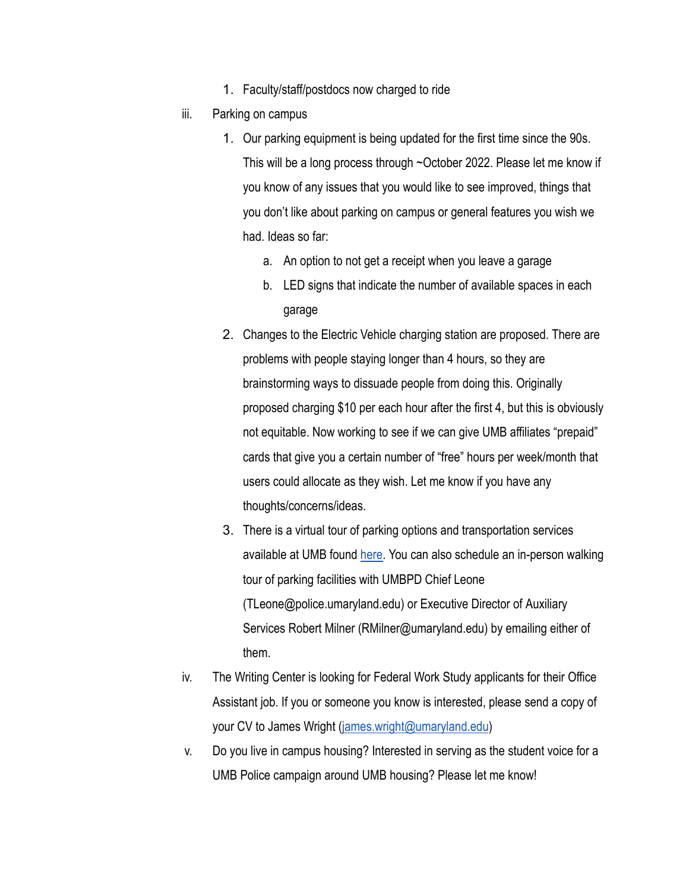1. Faculty/staff/postdocs now charged to ride

iii. Parking on campus

1. Our parking equipment is being updated for the first time since the 90s. This will be a long process through ~October 2022. Please let me know if you know of any issues that you would like to see improved, things that you don't like about parking on campus or general features you wish we had. Ideas so far:
    a. An option to not get a receipt when you leave a garage
    b. LED signs that indicate the number of available spaces in each garage
2. Changes to the Electric Vehicle charging station are proposed. There are problems with people staying longer than 4 hours, so they are brainstorming ways to dissuade people from doing this. Originally proposed charging $10 per each hour after the first 4, but this is obviously not equitable. Now working to see if we can give UMB affiliates "prepaid" cards that give you a certain number of "free" hours per week/month that users could allocate as they wish. Let me know if you have any thoughts/concerns/ideas.
3. There is a virtual tour of parking options and transportation services available at UMB found here. You can also schedule an in-person walking tour of parking facilities with UMBPD Chief Leone (TLeone@police.umaryland.edu) or Executive Director of Auxiliary Services Robert Milner (RMilner@umaryland.edu) by emailing either of them.

iv. The Writing Center is looking for Federal Work Study applicants for their Office Assistant job. If you or someone you know is interested, please send a copy of your CV to James Wright (james.wright@umaryland.edu)

v. Do you live in campus housing? Interested in serving as the student voice for a UMB Police campaign around UMB housing? Please let me know!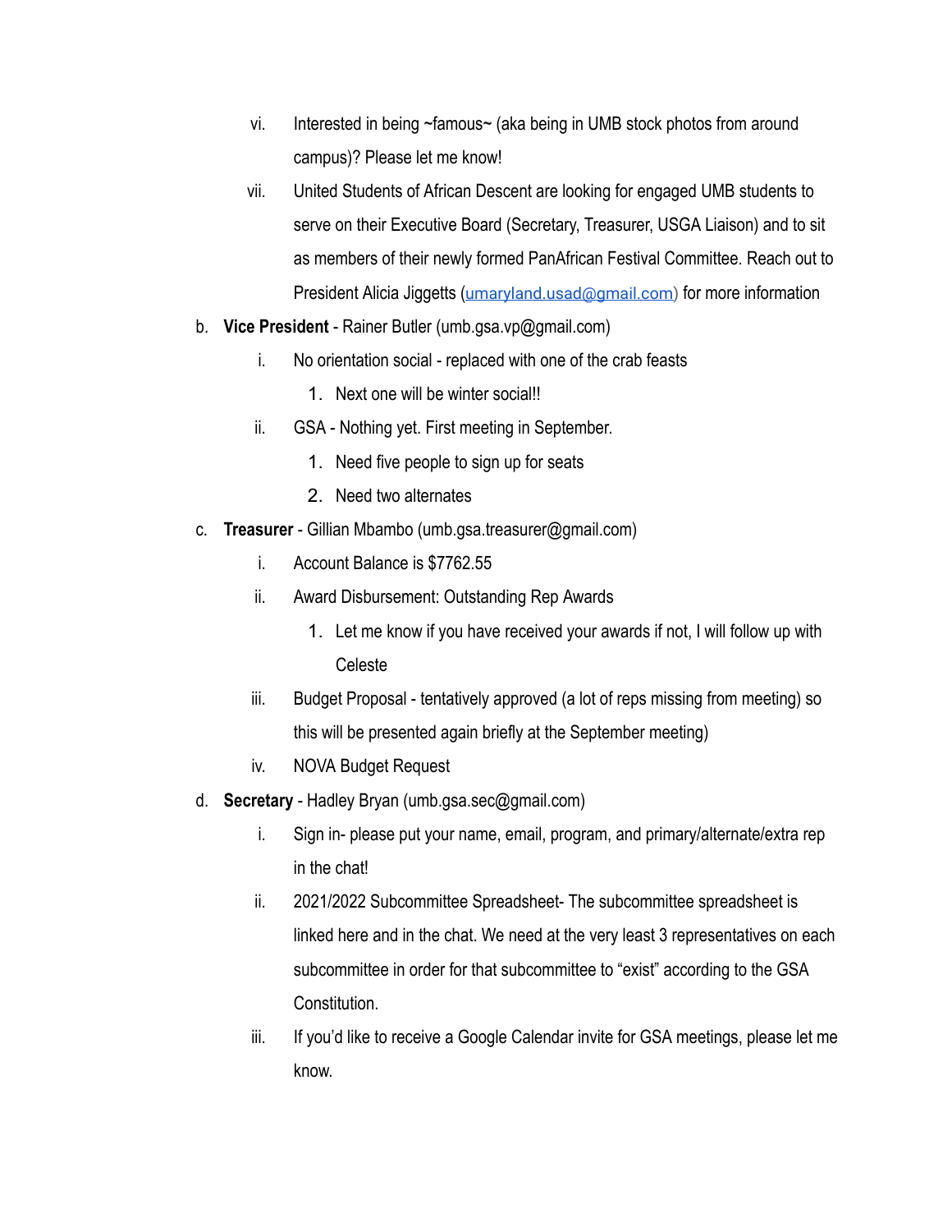vi. Interested in being ~famous~ (aka being in UMB stock photos from around campus)? Please let me know!

   vii. United Students of African Descent are looking for engaged UMB students to serve on their Executive Board (Secretary, Treasurer, USGA Liaison) and to sit as members of their newly formed PanAfrican Festival Committee. Reach out to President Alicia Jiggetts (umaryland.usad@gmail.com) for more information

b. **Vice President** - Rainer Butler (umb.gsa.vp@gmail.com)

   i. No orientation social - replaced with one of the crab feasts

      1. Next one will be winter social!!

   ii. GSA - Nothing yet. First meeting in September.

      1. Need five people to sign up for seats
      2. Need two alternates

c. **Treasurer** - Gillian Mbambo (umb.gsa.treasurer@gmail.com)

   i. Account Balance is $7762.55

   ii. Award Disbursement: Outstanding Rep Awards

      1. Let me know if you have received your awards if not, I will follow up with Celeste

   iii. Budget Proposal - tentatively approved (a lot of reps missing from meeting) so this will be presented again briefly at the September meeting)

   iv. NOVA Budget Request

d. **Secretary** - Hadley Bryan (umb.gsa.sec@gmail.com)

   i. Sign in- please put your name, email, program, and primary/alternate/extra rep in the chat!

   ii. 2021/2022 Subcommittee Spreadsheet- The subcommittee spreadsheet is linked here and in the chat. We need at the very least 3 representatives on each subcommittee in order for that subcommittee to "exist" according to the GSA Constitution.

   iii. If you'd like to receive a Google Calendar invite for GSA meetings, please let me know.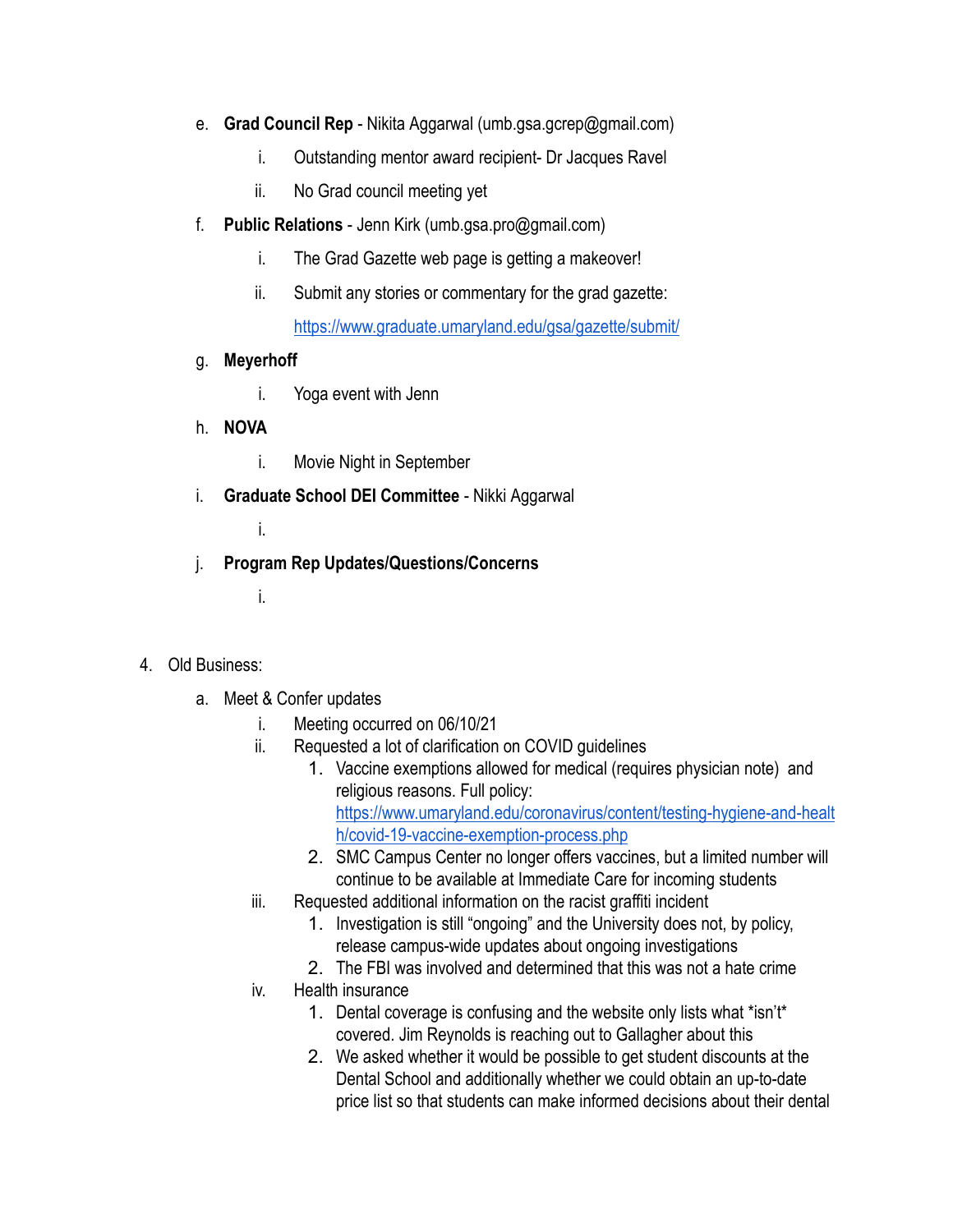e. **Grad Council Rep** - Nikita Aggarwal (umb.gsa.gcrep@gmail.com)

    i. Outstanding mentor award recipient- Dr Jacques Ravel

    ii. No Grad council meeting yet

f. **Public Relations** - Jenn Kirk (umb.gsa.pro@gmail.com)

    i. The Grad Gazette web page is getting a makeover!

    ii. Submit any stories or commentary for the grad gazette: [https://www.graduate.umaryland.edu/gsa/gazette/submit/](https://www.graduate.umaryland.edu/gsa/gazette/submit/)

g. **Meyerhoff**

    i. Yoga event with Jenn

h. **NOVA**

    i. Movie Night in September

i. **Graduate School DEI Committee** - Nikki Aggarwal

    i.

j. **Program Rep Updates/Questions/Concerns**

    i.

4. Old Business:
    a. Meet & Confer updates
        i. Meeting occurred on 06/10/21
        ii. Requested a lot of clarification on COVID guidelines
            1. Vaccine exemptions allowed for medical (requires physician note) and religious reasons. Full policy: [https://www.umaryland.edu/coronavirus/content/testing-hygiene-and-health/covid-19-vaccine-exemption-process.php](https://www.umaryland.edu/coronavirus/content/testing-hygiene-and-health/covid-19-vaccine-exemption-process.php)
            2. SMC Campus Center no longer offers vaccines, but a limited number will continue to be available at Immediate Care for incoming students
        iii. Requested additional information on the racist graffiti incident
            1. Investigation is still "ongoing" and the University does not, by policy, release campus-wide updates about ongoing investigations
            2. The FBI was involved and determined that this was not a hate crime
        iv. Health insurance
            1. Dental coverage is confusing and the website only lists what *isn't* covered. Jim Reynolds is reaching out to Gallagher about this
            2. We asked whether it would be possible to get student discounts at the Dental School and additionally whether we could obtain an up-to-date price list so that students can make informed decisions about their dental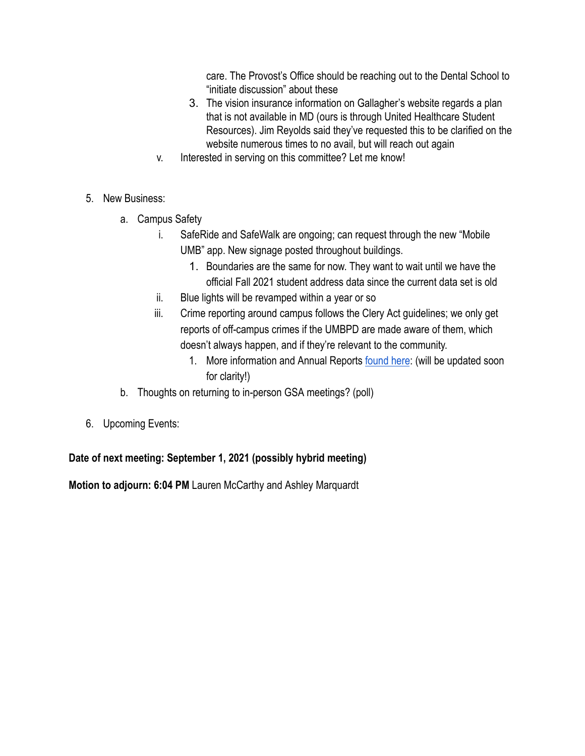care. The Provost's Office should be reaching out to the Dental School to "initiate discussion" about these

3. The vision insurance information on Gallagher's website regards a plan that is not available in MD (ours is through United Healthcare Student Resources). Jim Reyolds said they've requested this to be clarified on the website numerous times to no avail, but will reach out again

v. Interested in serving on this committee? Let me know!

5. New Business:
    a. Campus Safety
        i. SafeRide and SafeWalk are ongoing; can request through the new "Mobile UMB" app. New signage posted throughout buildings.
            1. Boundaries are the same for now. They want to wait until we have the official Fall 2021 student address data since the current data set is old
        ii. Blue lights will be revamped within a year or so
        iii. Crime reporting around campus follows the Clery Act guidelines; we only get reports of off-campus crimes if the UMBPD are made aware of them, which doesn't always happen, and if they're relevant to the community.
            1. More information and Annual Reports found here: (will be updated soon for clarity!)
    b. Thoughts on returning to in-person GSA meetings? (poll)

6. Upcoming Events:

**Date of next meeting: September 1, 2021 (possibly hybrid meeting)**

**Motion to adjourn: 6:04 PM** Lauren McCarthy and Ashley Marquardt